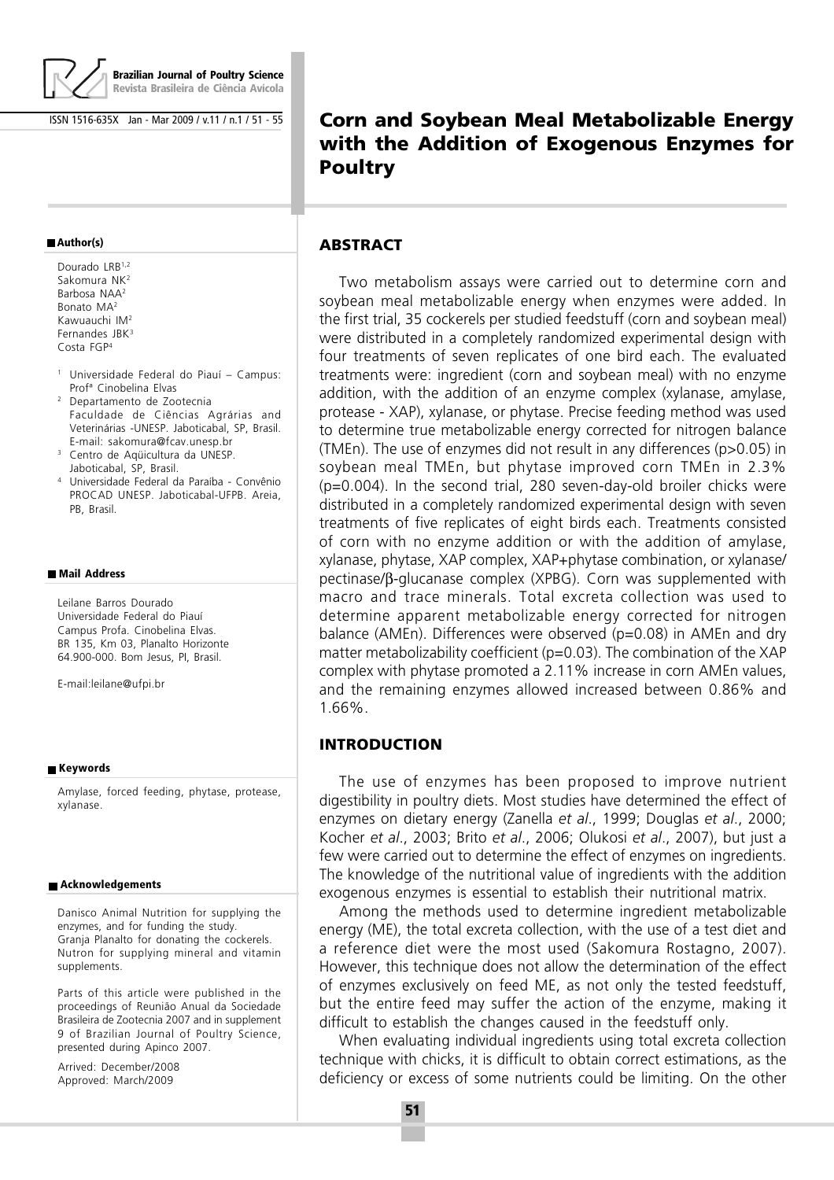# Corn and Soybean Meal Metabolizable Energy with the Addition of Exogenous Enzymes for Poultry

**Author(s)**

Dourado LRB[1,2]
Sakomura NK[2]
Barbosa NAA[2]
Bonato MA[2]
Kawuauchi IM[2]
Fernandes JBK[3]
Costa FGP[4]

[1] Universidade Federal do Piauí – Campus: Profª Cinobelina Elvas
[2] Departamento de Zootecnia Faculdade de Ciências Agrárias and Veterinárias -UNESP. Jaboticabal, SP, Brasil. E-mail: sakomura@fcav.unesp.br
[3] Centro de Aqüicultura da UNESP. Jaboticabal, SP, Brasil.
[4] Universidade Federal da Paraiba - Convênio PROCAD UNESP. Jaboticabal-UFPB. Areia, PB, Brasil.

**Mail Address**

Leilane Barros Dourado
Universidade Federal do Piauí
Campus Profa. Cinobelina Elvas.
BR 135, Km 03, Planalto Horizonte
64.900-000. Bom Jesus, PI, Brasil.

E-mail:leilane@ufpi.br

**Keywords**

Amylase, forced feeding, phytase, protease, xylanase.

**Acknowledgements**

Danisco Animal Nutrition for supplying the enzymes, and for funding the study.
Granja Planalto for donating the cockerels.
Nutron for supplying mineral and vitamin supplements.

Parts of this article were published in the proceedings of Reunião Anual da Sociedade Brasileira de Zootecnia 2007 and in supplement 9 of Brazilian Journal of Poultry Science, presented during Apinco 2007.

Arrived: December/2008
Approved: March/2009

## ABSTRACT

Two metabolism assays were carried out to determine corn and soybean meal metabolizable energy when enzymes were added. In the first trial, 35 cockerels per studied feedstuff (corn and soybean meal) were distributed in a completely randomized experimental design with four treatments of seven replicates of one bird each. The evaluated treatments were: ingredient (corn and soybean meal) with no enzyme addition, with the addition of an enzyme complex (xylanase, amylase, protease - XAP), xylanase, or phytase. Precise feeding method was used to determine true metabolizable energy corrected for nitrogen balance (TMEn). The use of enzymes did not result in any differences ($p>0.05$) in soybean meal TMEn, but phytase improved corn TMEn in 2.3% ($p=0.004$). In the second trial, 280 seven-day-old broiler chicks were distributed in a completely randomized experimental design with seven treatments of five replicates of eight birds each. Treatments consisted of corn with no enzyme addition or with the addition of amylase, xylanase, phytase, XAP complex, XAP+phytase combination, or xylanase/pectinase/β-glucanase complex (XPBG). Corn was supplemented with macro and trace minerals. Total excreta collection was used to determine apparent metabolizable energy corrected for nitrogen balance (AMEn). Differences were observed ($p=0.08$) in AMEn and dry matter metabolizability coefficient ($p=0.03$). The combination of the XAP complex with phytase promoted a 2.11% increase in corn AMEn values, and the remaining enzymes allowed increased between 0.86% and 1.66%.

## INTRODUCTION

The use of enzymes has been proposed to improve nutrient digestibility in poultry diets. Most studies have determined the effect of enzymes on dietary energy (Zanella *et al*., 1999; Douglas *et al*., 2000; Kocher *et al*., 2003; Brito *et al*., 2006; Olukosi *et al*., 2007), but just a few were carried out to determine the effect of enzymes on ingredients. The knowledge of the nutritional value of ingredients with the addition exogenous enzymes is essential to establish their nutritional matrix.

Among the methods used to determine ingredient metabolizable energy (ME), the total excreta collection, with the use of a test diet and a reference diet were the most used (Sakomura Rostagno, 2007). However, this technique does not allow the determination of the effect of enzymes exclusively on feed ME, as not only the tested feedstuff, but the entire feed may suffer the action of the enzyme, making it difficult to establish the changes caused in the feedstuff only.

When evaluating individual ingredients using total excreta collection technique with chicks, it is difficult to obtain correct estimations, as the deficiency or excess of some nutrients could be limiting. On the other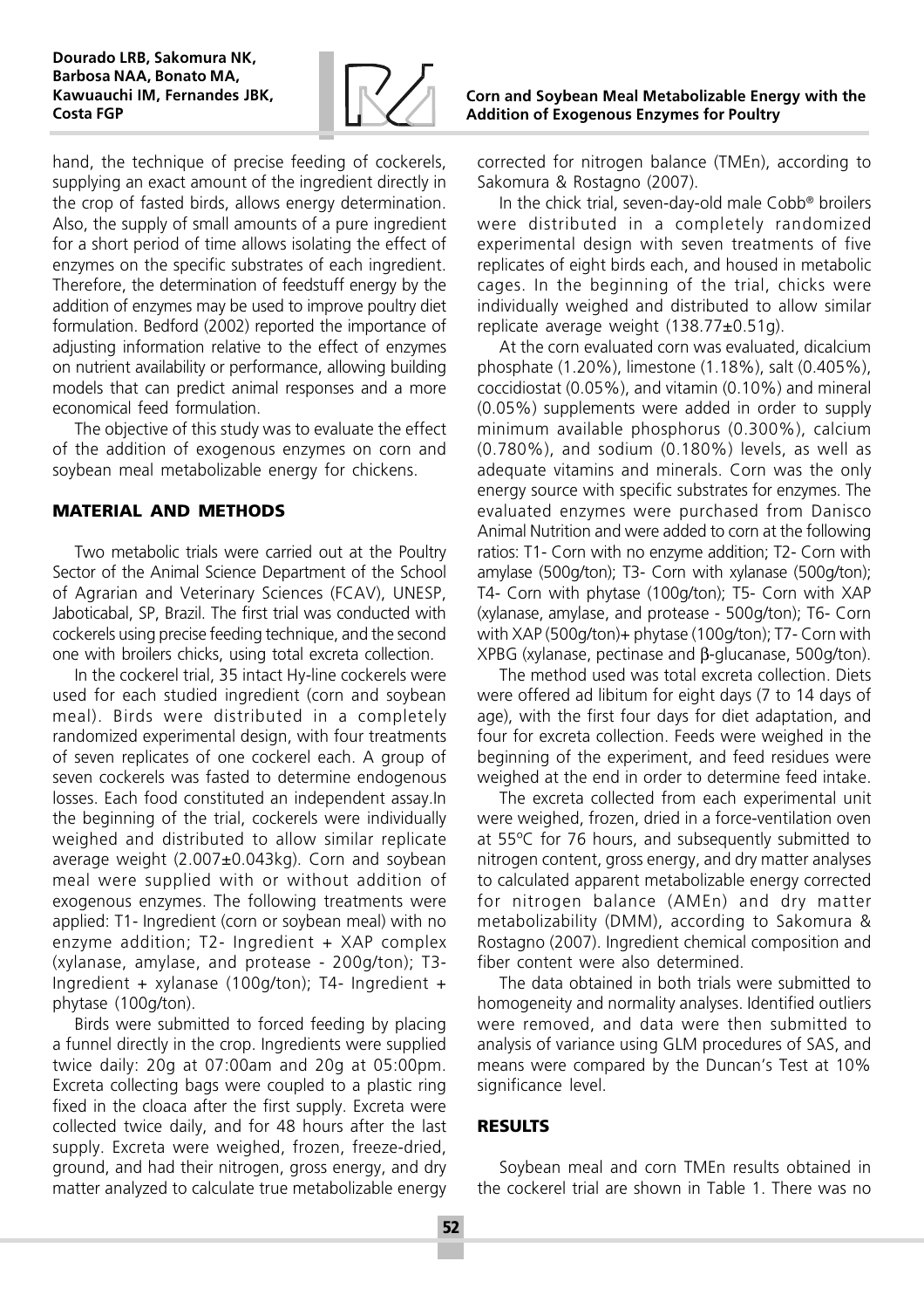hand, the technique of precise feeding of cockerels, supplying an exact amount of the ingredient directly in the crop of fasted birds, allows energy determination. Also, the supply of small amounts of a pure ingredient for a short period of time allows isolating the effect of enzymes on the specific substrates of each ingredient. Therefore, the determination of feedstuff energy by the addition of enzymes may be used to improve poultry diet formulation. Bedford (2002) reported the importance of adjusting information relative to the effect of enzymes on nutrient availability or performance, allowing building models that can predict animal responses and a more economical feed formulation.

The objective of this study was to evaluate the effect of the addition of exogenous enzymes on corn and soybean meal metabolizable energy for chickens.

## MATERIAL AND METHODS

Two metabolic trials were carried out at the Poultry Sector of the Animal Science Department of the School of Agrarian and Veterinary Sciences (FCAV), UNESP, Jaboticabal, SP, Brazil. The first trial was conducted with cockerels using precise feeding technique, and the second one with broilers chicks, using total excreta collection.

In the cockerel trial, 35 intact Hy-line cockerels were used for each studied ingredient (corn and soybean meal). Birds were distributed in a completely randomized experimental design, with four treatments of seven replicates of one cockerel each. A group of seven cockerels was fasted to determine endogenous losses. Each food constituted an independent assay.In the beginning of the trial, cockerels were individually weighed and distributed to allow similar replicate average weight (2.007±0.043kg). Corn and soybean meal were supplied with or without addition of exogenous enzymes. The following treatments were applied: T1- Ingredient (corn or soybean meal) with no enzyme addition; T2- Ingredient + XAP complex (xylanase, amylase, and protease - 200g/ton); T3- Ingredient + xylanase (100g/ton); T4- Ingredient + phytase (100g/ton).

Birds were submitted to forced feeding by placing a funnel directly in the crop. Ingredients were supplied twice daily: 20g at 07:00am and 20g at 05:00pm. Excreta collecting bags were coupled to a plastic ring fixed in the cloaca after the first supply. Excreta were collected twice daily, and for 48 hours after the last supply. Excreta were weighed, frozen, freeze-dried, ground, and had their nitrogen, gross energy, and dry matter analyzed to calculate true metabolizable energy corrected for nitrogen balance (TMEn), according to Sakomura & Rostagno (2007).

In the chick trial, seven-day-old male Cobb® broilers were distributed in a completely randomized experimental design with seven treatments of five replicates of eight birds each, and housed in metabolic cages. In the beginning of the trial, chicks were individually weighed and distributed to allow similar replicate average weight (138.77±0.51g).

At the corn evaluated corn was evaluated, dicalcium phosphate (1.20%), limestone (1.18%), salt (0.405%), coccidiostat (0.05%), and vitamin (0.10%) and mineral (0.05%) supplements were added in order to supply minimum available phosphorus (0.300%), calcium (0.780%), and sodium (0.180%) levels, as well as adequate vitamins and minerals. Corn was the only energy source with specific substrates for enzymes. The evaluated enzymes were purchased from Danisco Animal Nutrition and were added to corn at the following ratios: T1- Corn with no enzyme addition; T2- Corn with amylase (500g/ton); T3- Corn with xylanase (500g/ton); T4- Corn with phytase (100g/ton); T5- Corn with XAP (xylanase, amylase, and protease - 500g/ton); T6- Corn with XAP (500g/ton)+ phytase (100g/ton); T7- Corn with XPBG (xylanase, pectinase and β-glucanase, 500g/ton).

The method used was total excreta collection. Diets were offered ad libitum for eight days (7 to 14 days of age), with the first four days for diet adaptation, and four for excreta collection. Feeds were weighed in the beginning of the experiment, and feed residues were weighed at the end in order to determine feed intake.

The excreta collected from each experimental unit were weighed, frozen, dried in a force-ventilation oven at 55ºC for 76 hours, and subsequently submitted to nitrogen content, gross energy, and dry matter analyses to calculated apparent metabolizable energy corrected for nitrogen balance (AMEn) and dry matter metabolizability (DMM), according to Sakomura & Rostagno (2007). Ingredient chemical composition and fiber content were also determined.

The data obtained in both trials were submitted to homogeneity and normality analyses. Identified outliers were removed, and data were then submitted to analysis of variance using GLM procedures of SAS, and means were compared by the Duncan's Test at 10% significance level.

## RESULTS

Soybean meal and corn TMEn results obtained in the cockerel trial are shown in Table 1. There was no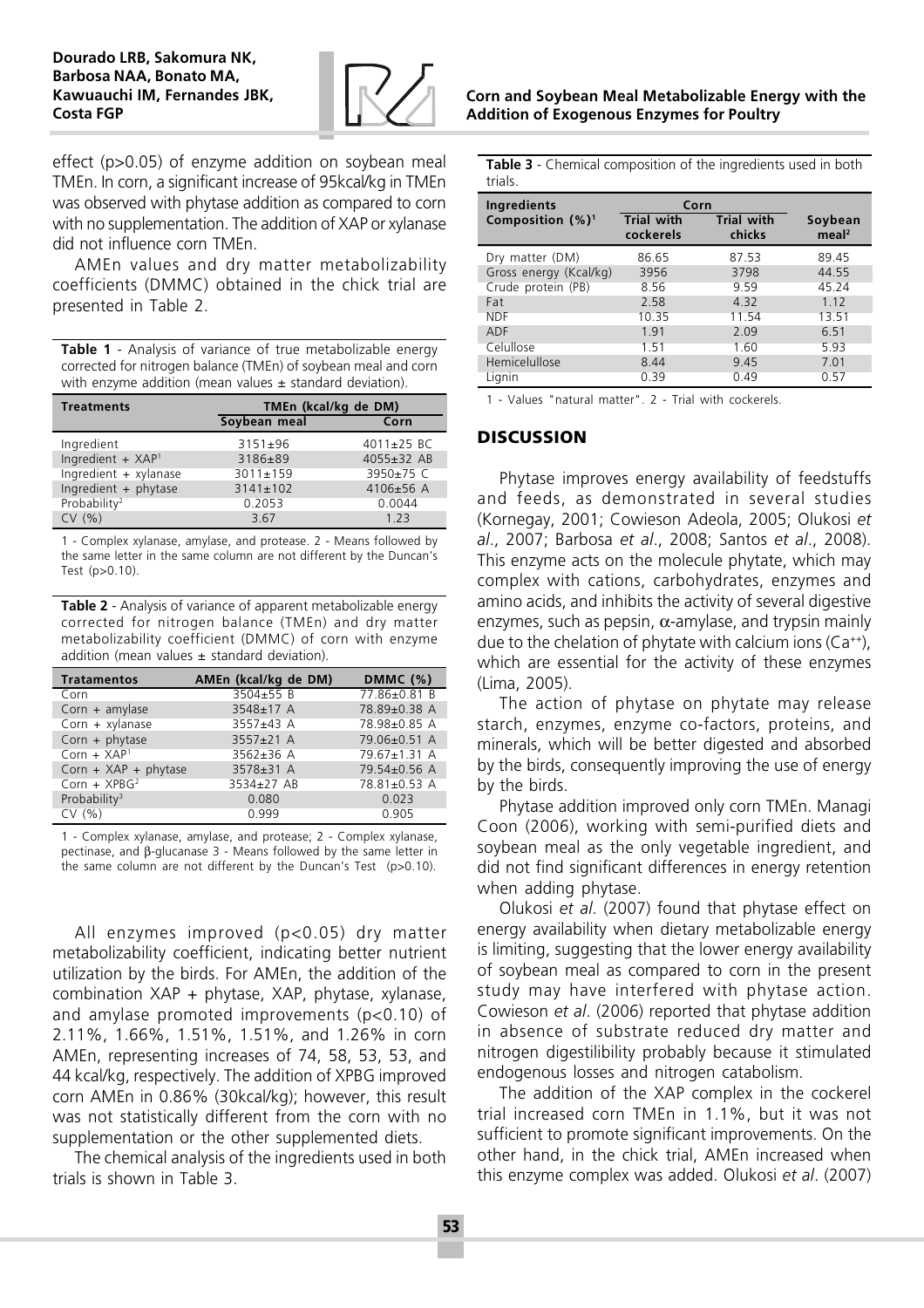effect (p>0.05) of enzyme addition on soybean meal TMEn. In corn, a significant increase of 95kcal/kg in TMEn was observed with phytase addition as compared to corn with no supplementation. The addition of XAP or xylanase did not influence corn TMEn.

AMEn values and dry matter metabolizability coefficients (DMMC) obtained in the chick trial are presented in Table 2.

**Table 1** - Analysis of variance of true metabolizable energy corrected for nitrogen balance (TMEn) of soybean meal and corn with enzyme addition (mean values ± standard deviation).

| Treatments | TMEn (kcal/kg de DM) | |
|---|---|---|
| | Soybean meal | Corn |
| Ingredient | 3151±96 | 4011±25 BC |
| Ingredient + XAP[1] | 3186±89 | 4055±32 AB |
| Ingredient + xylanase | 3011±159 | 3950±75 C |
| Ingredient + phytase | 3141±102 | 4106±56 A |
| Probability[2] | 0.2053 | 0.0044 |
| CV (%) | 3.67 | 1.23 |

1 - Complex xylanase, amylase, and protease. 2 - Means followed by the same letter in the same column are not different by the Duncan's Test (p>0.10).

**Table 2** - Analysis of variance of apparent metabolizable energy corrected for nitrogen balance (TMEn) and dry matter metabolizability coefficient (DMMC) of corn with enzyme addition (mean values ± standard deviation).

| Tratamentos | AMEn (kcal/kg de DM) | DMMC (%) |
|---|---|---|
| Corn | 3504±55 B | 77.86±0.81 B |
| Corn + amylase | 3548±17 A | 78.89±0.38 A |
| Corn + xylanase | 3557±43 A | 78.98±0.85 A |
| Corn + phytase | 3557±21 A | 79.06±0.51 A |
| Corn + XAP[1] | 3562±36 A | 79.67±1.31 A |
| Corn + XAP + phytase | 3578±31 A | 79.54±0.56 A |
| Corn + XPBG[2] | 3534±27 AB | 78.81±0.53 A |
| Probability[3] | 0.080 | 0.023 |
| CV (%) | 0.999 | 0.905 |

1 - Complex xylanase, amylase, and protease; 2 - Complex xylanase, pectinase, and β-glucanase 3 - Means followed by the same letter in the same column are not different by the Duncan's Test (p>0.10).

All enzymes improved (p<0.05) dry matter metabolizability coefficient, indicating better nutrient utilization by the birds. For AMEn, the addition of the combination XAP + phytase, XAP, phytase, xylanase, and amylase promoted improvements (p<0.10) of 2.11%, 1.66%, 1.51%, 1.51%, and 1.26% in corn AMEn, representing increases of 74, 58, 53, 53, and 44 kcal/kg, respectively. The addition of XPBG improved corn AMEn in 0.86% (30kcal/kg); however, this result was not statistically different from the corn with no supplementation or the other supplemented diets.

The chemical analysis of the ingredients used in both trials is shown in Table 3.

**Table 3** - Chemical composition of the ingredients used in both trials.

| Ingredients Composition (%)[1] | Corn | | Soybean meal[2] |
|---|---|---|---|
| | Trial with cockerels | Trial with chicks | |
| Dry matter (DM) | 86.65 | 87.53 | 89.45 |
| Gross energy (Kcal/kg) | 3956 | 3798 | 44.55 |
| Crude protein (PB) | 8.56 | 9.59 | 45.24 |
| Fat | 2.58 | 4.32 | 1.12 |
| NDF | 10.35 | 11.54 | 13.51 |
| ADF | 1.91 | 2.09 | 6.51 |
| Celullose | 1.51 | 1.60 | 5.93 |
| Hemicelullose | 8.44 | 9.45 | 7.01 |
| Lignin | 0.39 | 0.49 | 0.57 |

1 - Values "natural matter". 2 - Trial with cockerels.

## DISCUSSION

Phytase improves energy availability of feedstuffs and feeds, as demonstrated in several studies (Kornegay, 2001; Cowieson Adeola, 2005; Olukosi *et al*., 2007; Barbosa *et al*., 2008; Santos *et al*., 2008). This enzyme acts on the molecule phytate, which may complex with cations, carbohydrates, enzymes and amino acids, and inhibits the activity of several digestive enzymes, such as pepsin, α-amylase, and trypsin mainly due to the chelation of phytate with calcium ions ($Ca^{++}$), which are essential for the activity of these enzymes (Lima, 2005).

The action of phytase on phytate may release starch, enzymes, enzyme co-factors, proteins, and minerals, which will be better digested and absorbed by the birds, consequently improving the use of energy by the birds.

Phytase addition improved only corn TMEn. Managi Coon (2006), working with semi-purified diets and soybean meal as the only vegetable ingredient, and did not find significant differences in energy retention when adding phytase.

Olukosi *et al*. (2007) found that phytase effect on energy availability when dietary metabolizable energy is limiting, suggesting that the lower energy availability of soybean meal as compared to corn in the present study may have interfered with phytase action. Cowieson *et al*. (2006) reported that phytase addition in absence of substrate reduced dry matter and nitrogen digestilibility probably because it stimulated endogenous losses and nitrogen catabolism.

The addition of the XAP complex in the cockerel trial increased corn TMEn in 1.1%, but it was not sufficient to promote significant improvements. On the other hand, in the chick trial, AMEn increased when this enzyme complex was added. Olukosi *et al*. (2007)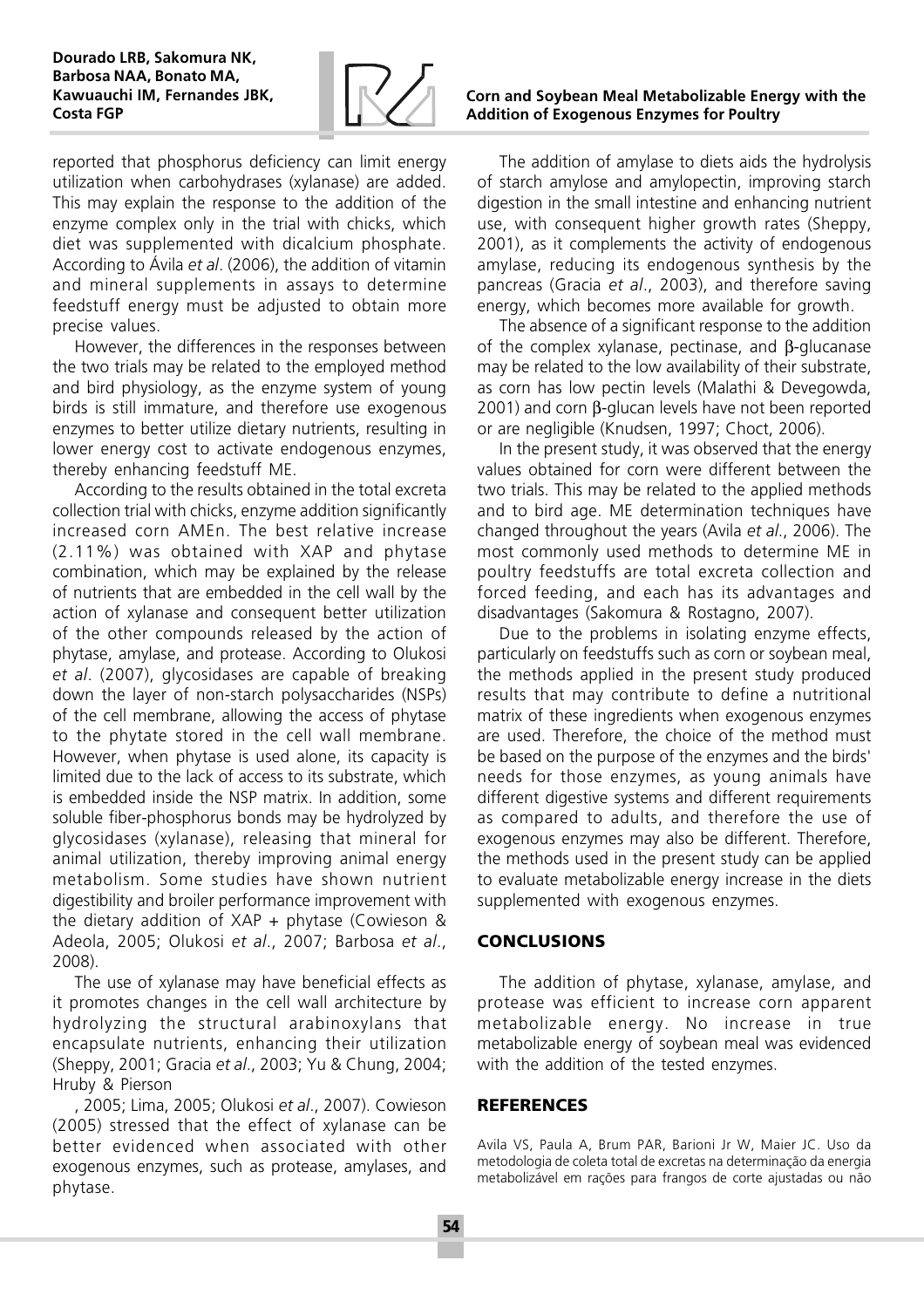reported that phosphorus deficiency can limit energy utilization when carbohydrases (xylanase) are added. This may explain the response to the addition of the enzyme complex only in the trial with chicks, which diet was supplemented with dicalcium phosphate. According to Ávila *et al*. (2006), the addition of vitamin and mineral supplements in assays to determine feedstuff energy must be adjusted to obtain more precise values.

However, the differences in the responses between the two trials may be related to the employed method and bird physiology, as the enzyme system of young birds is still immature, and therefore use exogenous enzymes to better utilize dietary nutrients, resulting in lower energy cost to activate endogenous enzymes, thereby enhancing feedstuff ME.

According to the results obtained in the total excreta collection trial with chicks, enzyme addition significantly increased corn AMEn. The best relative increase (2.11%) was obtained with XAP and phytase combination, which may be explained by the release of nutrients that are embedded in the cell wall by the action of xylanase and consequent better utilization of the other compounds released by the action of phytase, amylase, and protease. According to Olukosi *et al*. (2007), glycosidases are capable of breaking down the layer of non-starch polysaccharides (NSPs) of the cell membrane, allowing the access of phytase to the phytate stored in the cell wall membrane. However, when phytase is used alone, its capacity is limited due to the lack of access to its substrate, which is embedded inside the NSP matrix. In addition, some soluble fiber-phosphorus bonds may be hydrolyzed by glycosidases (xylanase), releasing that mineral for animal utilization, thereby improving animal energy metabolism. Some studies have shown nutrient digestibility and broiler performance improvement with the dietary addition of XAP + phytase (Cowieson & Adeola, 2005; Olukosi *et al*., 2007; Barbosa *et al*., 2008).

The use of xylanase may have beneficial effects as it promotes changes in the cell wall architecture by hydrolyzing the structural arabinoxylans that encapsulate nutrients, enhancing their utilization (Sheppy, 2001; Gracia *et al*., 2003; Yu & Chung, 2004; Hruby & Pierson

, 2005; Lima, 2005; Olukosi *et al*., 2007). Cowieson (2005) stressed that the effect of xylanase can be better evidenced when associated with other exogenous enzymes, such as protease, amylases, and phytase.

The addition of amylase to diets aids the hydrolysis of starch amylose and amylopectin, improving starch digestion in the small intestine and enhancing nutrient use, with consequent higher growth rates (Sheppy, 2001), as it complements the activity of endogenous amylase, reducing its endogenous synthesis by the pancreas (Gracia *et al*., 2003), and therefore saving energy, which becomes more available for growth.

The absence of a significant response to the addition of the complex xylanase, pectinase, and β-glucanase may be related to the low availability of their substrate, as corn has low pectin levels (Malathi & Devegowda, 2001) and corn β-glucan levels have not been reported or are negligible (Knudsen, 1997; Choct, 2006).

In the present study, it was observed that the energy values obtained for corn were different between the two trials. This may be related to the applied methods and to bird age. ME determination techniques have changed throughout the years (Avila *et al*., 2006). The most commonly used methods to determine ME in poultry feedstuffs are total excreta collection and forced feeding, and each has its advantages and disadvantages (Sakomura & Rostagno, 2007).

Due to the problems in isolating enzyme effects, particularly on feedstuffs such as corn or soybean meal, the methods applied in the present study produced results that may contribute to define a nutritional matrix of these ingredients when exogenous enzymes are used. Therefore, the choice of the method must be based on the purpose of the enzymes and the birds' needs for those enzymes, as young animals have different digestive systems and different requirements as compared to adults, and therefore the use of exogenous enzymes may also be different. Therefore, the methods used in the present study can be applied to evaluate metabolizable energy increase in the diets supplemented with exogenous enzymes.

## CONCLUSIONS

The addition of phytase, xylanase, amylase, and protease was efficient to increase corn apparent metabolizable energy. No increase in true metabolizable energy of soybean meal was evidenced with the addition of the tested enzymes.

## REFERENCES

Avila VS, Paula A, Brum PAR, Barioni Jr W, Maier JC. Uso da metodologia de coleta total de excretas na determinação da energia metabolizável em rações para frangos de corte ajustadas ou não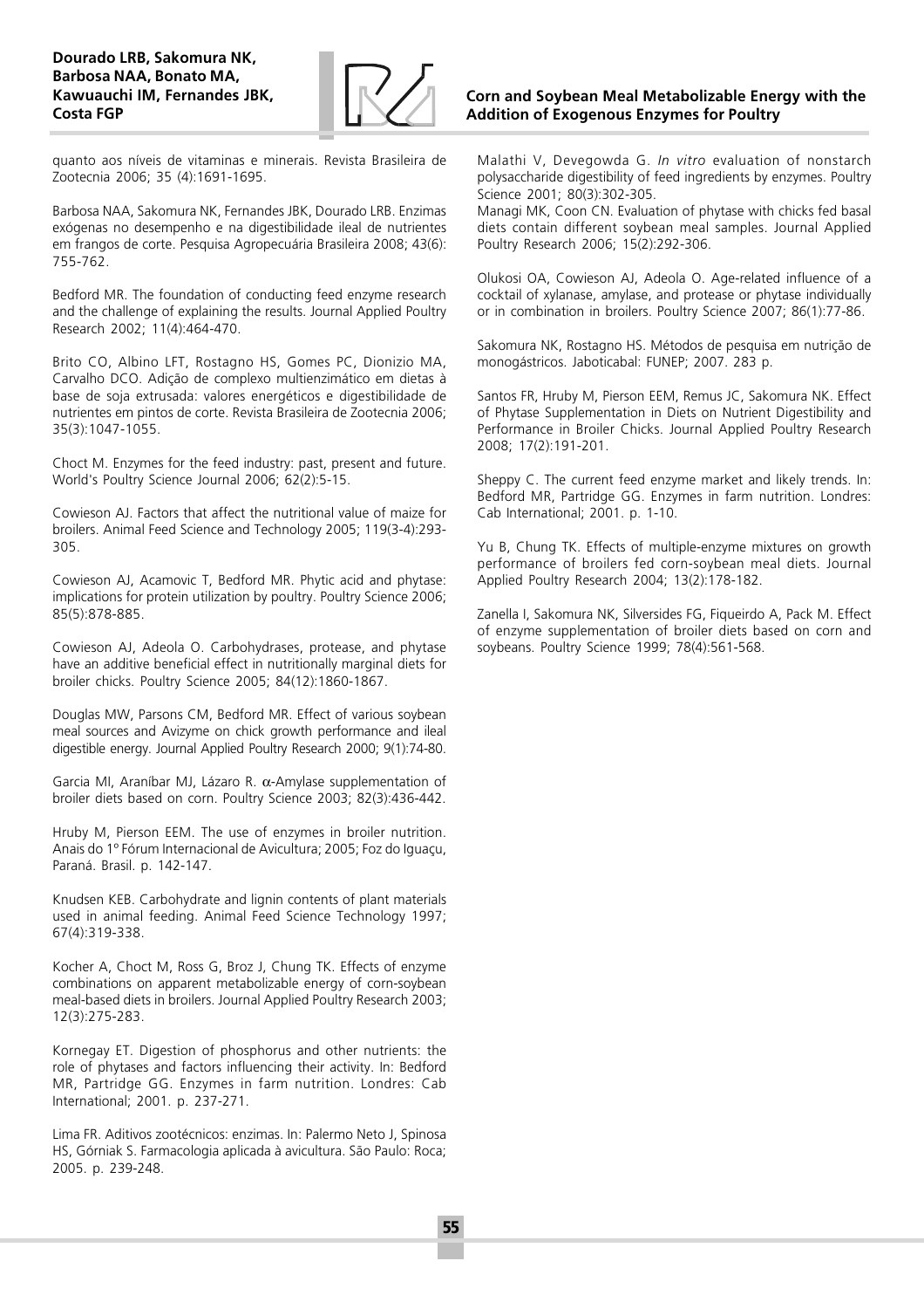quanto aos níveis de vitaminas e minerais. Revista Brasileira de Zootecnia 2006; 35 (4):1691-1695.

Barbosa NAA, Sakomura NK, Fernandes JBK, Dourado LRB. Enzimas exógenas no desempenho e na digestibilidade ileal de nutrientes em frangos de corte. Pesquisa Agropecuária Brasileira 2008; 43(6): 755-762.

Bedford MR. The foundation of conducting feed enzyme research and the challenge of explaining the results. Journal Applied Poultry Research 2002; 11(4):464-470.

Brito CO, Albino LFT, Rostagno HS, Gomes PC, Dionizio MA, Carvalho DCO. Adição de complexo multienzimático em dietas à base de soja extrusada: valores energéticos e digestibilidade de nutrientes em pintos de corte. Revista Brasileira de Zootecnia 2006; 35(3):1047-1055.

Choct M. Enzymes for the feed industry: past, present and future. World's Poultry Science Journal 2006; 62(2):5-15.

Cowieson AJ. Factors that affect the nutritional value of maize for broilers. Animal Feed Science and Technology 2005; 119(3-4):293-305.

Cowieson AJ, Acamovic T, Bedford MR. Phytic acid and phytase: implications for protein utilization by poultry. Poultry Science 2006; 85(5):878-885.

Cowieson AJ, Adeola O. Carbohydrases, protease, and phytase have an additive beneficial effect in nutritionally marginal diets for broiler chicks. Poultry Science 2005; 84(12):1860-1867.

Douglas MW, Parsons CM, Bedford MR. Effect of various soybean meal sources and Avizyme on chick growth performance and ileal digestible energy. Journal Applied Poultry Research 2000; 9(1):74-80.

Garcia MI, Araníbar MJ, Lázaro R. $\alpha$-Amylase supplementation of broiler diets based on corn. Poultry Science 2003; 82(3):436-442.

Hruby M, Pierson EEM. The use of enzymes in broiler nutrition. Anais do 1º Fórum Internacional de Avicultura; 2005; Foz do Iguaçu, Paraná. Brasil. p. 142-147.

Knudsen KEB. Carbohydrate and lignin contents of plant materials used in animal feeding. Animal Feed Science Technology 1997; 67(4):319-338.

Kocher A, Choct M, Ross G, Broz J, Chung TK. Effects of enzyme combinations on apparent metabolizable energy of corn-soybean meal-based diets in broilers. Journal Applied Poultry Research 2003; 12(3):275-283.

Kornegay ET. Digestion of phosphorus and other nutrients: the role of phytases and factors influencing their activity. In: Bedford MR, Partridge GG. Enzymes in farm nutrition. Londres: Cab International; 2001. p. 237-271.

Lima FR. Aditivos zootécnicos: enzimas. In: Palermo Neto J, Spinosa HS, Górniak S. Farmacologia aplicada à avicultura. São Paulo: Roca; 2005. p. 239-248.

Malathi V, Devegowda G. *In vitro* evaluation of nonstarch polysaccharide digestibility of feed ingredients by enzymes. Poultry Science 2001; 80(3):302-305.

Managi MK, Coon CN. Evaluation of phytase with chicks fed basal diets contain different soybean meal samples. Journal Applied Poultry Research 2006; 15(2):292-306.

Olukosi OA, Cowieson AJ, Adeola O. Age-related influence of a cocktail of xylanase, amylase, and protease or phytase individually or in combination in broilers. Poultry Science 2007; 86(1):77-86.

Sakomura NK, Rostagno HS. Métodos de pesquisa em nutrição de monogástricos. Jaboticabal: FUNEP; 2007. 283 p.

Santos FR, Hruby M, Pierson EEM, Remus JC, Sakomura NK. Effect of Phytase Supplementation in Diets on Nutrient Digestibility and Performance in Broiler Chicks. Journal Applied Poultry Research 2008; 17(2):191-201.

Sheppy C. The current feed enzyme market and likely trends. In: Bedford MR, Partridge GG. Enzymes in farm nutrition. Londres: Cab International; 2001. p. 1-10.

Yu B, Chung TK. Effects of multiple-enzyme mixtures on growth performance of broilers fed corn-soybean meal diets. Journal Applied Poultry Research 2004; 13(2):178-182.

Zanella I, Sakomura NK, Silversides FG, Fiqueirdo A, Pack M. Effect of enzyme supplementation of broiler diets based on corn and soybeans. Poultry Science 1999; 78(4):561-568.